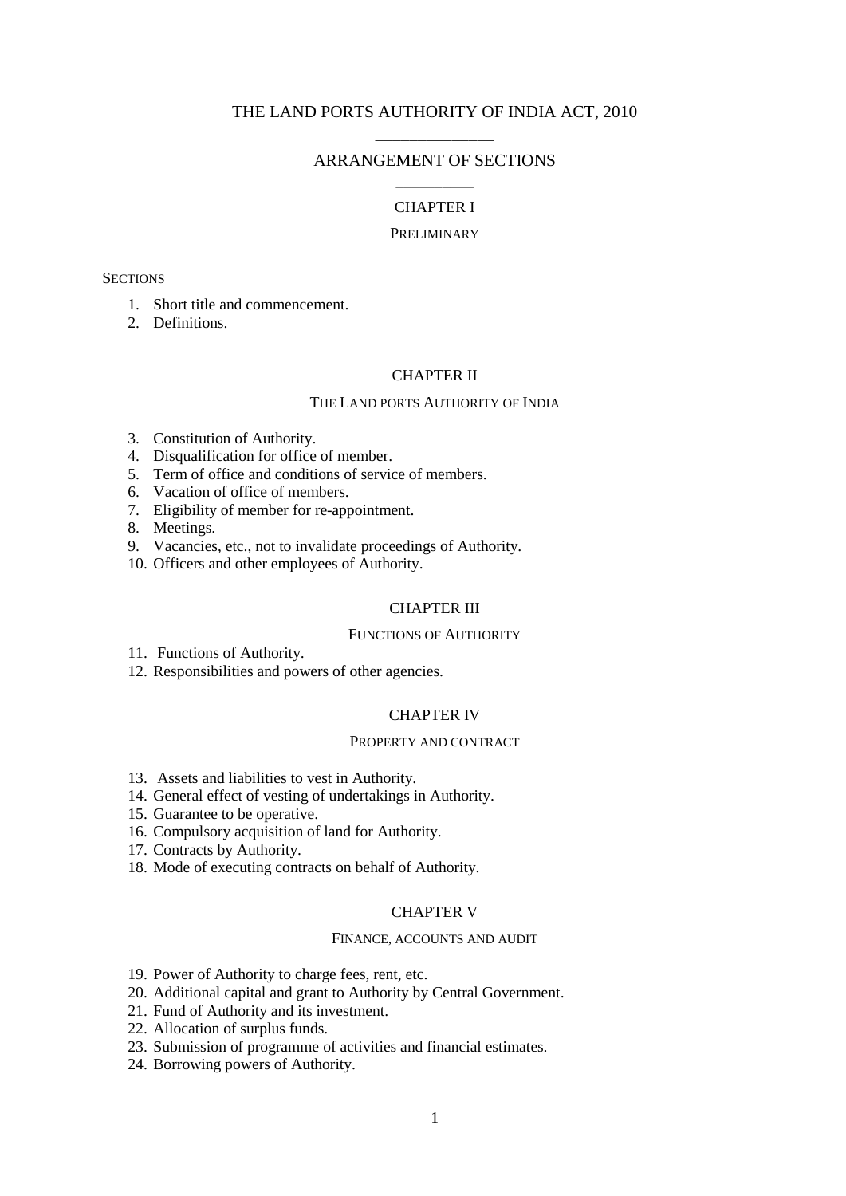# THE LAND PORTS AUTHORITY OF INDIA ACT, 2010

## ARRANGEMENT OF SECTIONS

### CHAPTER I

PRELIMINARY

SECTIONS

1. Short title and commencement.
2. Definitions.

### CHAPTER II

THE LAND PORTS AUTHORITY OF INDIA

3. Constitution of Authority.
4. Disqualification for office of member.
5. Term of office and conditions of service of members.
6. Vacation of office of members.
7. Eligibility of member for re-appointment.
8. Meetings.
9. Vacancies, etc., not to invalidate proceedings of Authority.
10. Officers and other employees of Authority.

### CHAPTER III

FUNCTIONS OF AUTHORITY

11. Functions of Authority.
12. Responsibilities and powers of other agencies.

### CHAPTER IV

PROPERTY AND CONTRACT

13. Assets and liabilities to vest in Authority.
14. General effect of vesting of undertakings in Authority.
15. Guarantee to be operative.
16. Compulsory acquisition of land for Authority.
17. Contracts by Authority.
18. Mode of executing contracts on behalf of Authority.

### CHAPTER V

FINANCE, ACCOUNTS AND AUDIT

19. Power of Authority to charge fees, rent, etc.
20. Additional capital and grant to Authority by Central Government.
21. Fund of Authority and its investment.
22. Allocation of surplus funds.
23. Submission of programme of activities and financial estimates.
24. Borrowing powers of Authority.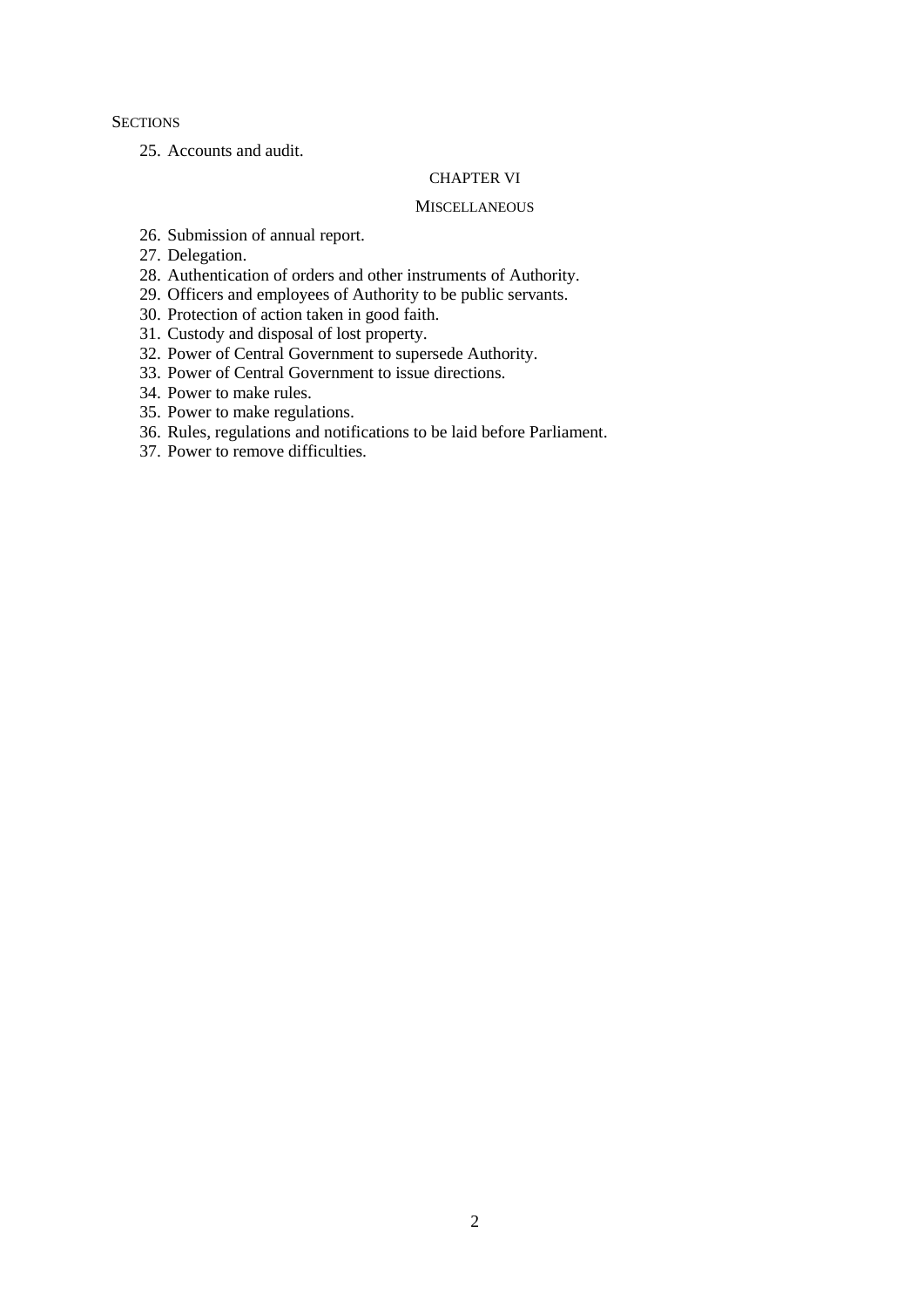SECTIONS

25. Accounts and audit.

CHAPTER VI

MISCELLANEOUS

26. Submission of annual report.
27. Delegation.
28. Authentication of orders and other instruments of Authority.
29. Officers and employees of Authority to be public servants.
30. Protection of action taken in good faith.
31. Custody and disposal of lost property.
32. Power of Central Government to supersede Authority.
33. Power of Central Government to issue directions.
34. Power to make rules.
35. Power to make regulations.
36. Rules, regulations and notifications to be laid before Parliament.
37. Power to remove difficulties.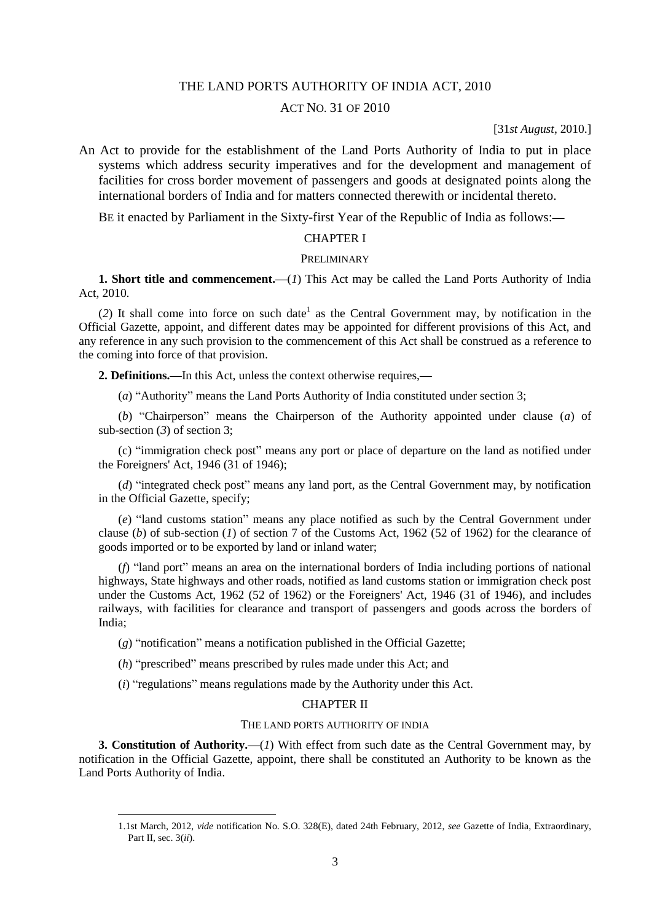# THE LAND PORTS AUTHORITY OF INDIA ACT, 2010

## ACT NO. 31 OF 2010

[31*st August*, 2010.]

An Act to provide for the establishment of the Land Ports Authority of India to put in place systems which address security imperatives and for the development and management of facilities for cross border movement of passengers and goods at designated points along the international borders of India and for matters connected therewith or incidental thereto.

BE it enacted by Parliament in the Sixty-first Year of the Republic of India as follows:—

## CHAPTER I

### PRELIMINARY

**1. Short title and commencement.**—(*1*) This Act may be called the Land Ports Authority of India Act, 2010.

(*2*) It shall come into force on such date[1] as the Central Government may, by notification in the Official Gazette, appoint, and different dates may be appointed for different provisions of this Act, and any reference in any such provision to the commencement of this Act shall be construed as a reference to the coming into force of that provision.

**2. Definitions.**—In this Act, unless the context otherwise requires,—

(*a*) "Authority" means the Land Ports Authority of India constituted under section 3;

(*b*) "Chairperson" means the Chairperson of the Authority appointed under clause (*a*) of sub-section (*3*) of section 3;

(c) "immigration check post" means any port or place of departure on the land as notified under the Foreigners' Act, 1946 (31 of 1946);

(*d*) "integrated check post" means any land port, as the Central Government may, by notification in the Official Gazette, specify;

(*e*) "land customs station" means any place notified as such by the Central Government under clause (*b*) of sub-section (*1*) of section 7 of the Customs Act, 1962 (52 of 1962) for the clearance of goods imported or to be exported by land or inland water;

(*f*) "land port" means an area on the international borders of India including portions of national highways, State highways and other roads, notified as land customs station or immigration check post under the Customs Act, 1962 (52 of 1962) or the Foreigners' Act, 1946 (31 of 1946), and includes railways, with facilities for clearance and transport of passengers and goods across the borders of India;

(*g*) "notification" means a notification published in the Official Gazette;

(*h*) "prescribed" means prescribed by rules made under this Act; and

(*i*) "regulations" means regulations made by the Authority under this Act.

## CHAPTER II

### THE LAND PORTS AUTHORITY OF INDIA

**3. Constitution of Authority.**—(*1*) With effect from such date as the Central Government may, by notification in the Official Gazette, appoint, there shall be constituted an Authority to be known as the Land Ports Authority of India.

---

1. 1st March, 2012, *vide* notification No. S.O. 328(E), dated 24th February, 2012, *see* Gazette of India, Extraordinary, Part II, sec. 3(*ii*).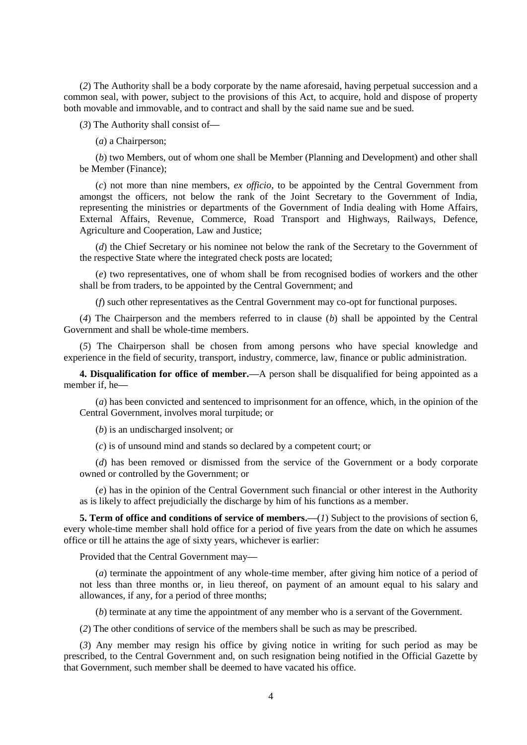(*2*) The Authority shall be a body corporate by the name aforesaid, having perpetual succession and a common seal, with power, subject to the provisions of this Act, to acquire, hold and dispose of property both movable and immovable, and to contract and shall by the said name sue and be sued.

(*3*) The Authority shall consist of—

(*a*) a Chairperson;

(*b*) two Members, out of whom one shall be Member (Planning and Development) and other shall be Member (Finance);

(*c*) not more than nine members, *ex officio*, to be appointed by the Central Government from amongst the officers, not below the rank of the Joint Secretary to the Government of India, representing the ministries or departments of the Government of India dealing with Home Affairs, External Affairs, Revenue, Commerce, Road Transport and Highways, Railways, Defence, Agriculture and Cooperation, Law and Justice;

(*d*) the Chief Secretary or his nominee not below the rank of the Secretary to the Government of the respective State where the integrated check posts are located;

(*e*) two representatives, one of whom shall be from recognised bodies of workers and the other shall be from traders, to be appointed by the Central Government; and

(*f*) such other representatives as the Central Government may co-opt for functional purposes.

(*4*) The Chairperson and the members referred to in clause (*b*) shall be appointed by the Central Government and shall be whole-time members.

(*5*) The Chairperson shall be chosen from among persons who have special knowledge and experience in the field of security, transport, industry, commerce, law, finance or public administration.

**4. Disqualification for office of member.**—A person shall be disqualified for being appointed as a member if, he—

(*a*) has been convicted and sentenced to imprisonment for an offence, which, in the opinion of the Central Government, involves moral turpitude; or

(*b*) is an undischarged insolvent; or

(*c*) is of unsound mind and stands so declared by a competent court; or

(*d*) has been removed or dismissed from the service of the Government or a body corporate owned or controlled by the Government; or

(*e*) has in the opinion of the Central Government such financial or other interest in the Authority as is likely to affect prejudicially the discharge by him of his functions as a member.

**5. Term of office and conditions of service of members.**—(*1*) Subject to the provisions of section 6, every whole-time member shall hold office for a period of five years from the date on which he assumes office or till he attains the age of sixty years, whichever is earlier:

Provided that the Central Government may—

(*a*) terminate the appointment of any whole-time member, after giving him notice of a period of not less than three months or, in lieu thereof, on payment of an amount equal to his salary and allowances, if any, for a period of three months;

(*b*) terminate at any time the appointment of any member who is a servant of the Government.

(*2*) The other conditions of service of the members shall be such as may be prescribed.

(*3*) Any member may resign his office by giving notice in writing for such period as may be prescribed, to the Central Government and, on such resignation being notified in the Official Gazette by that Government, such member shall be deemed to have vacated his office.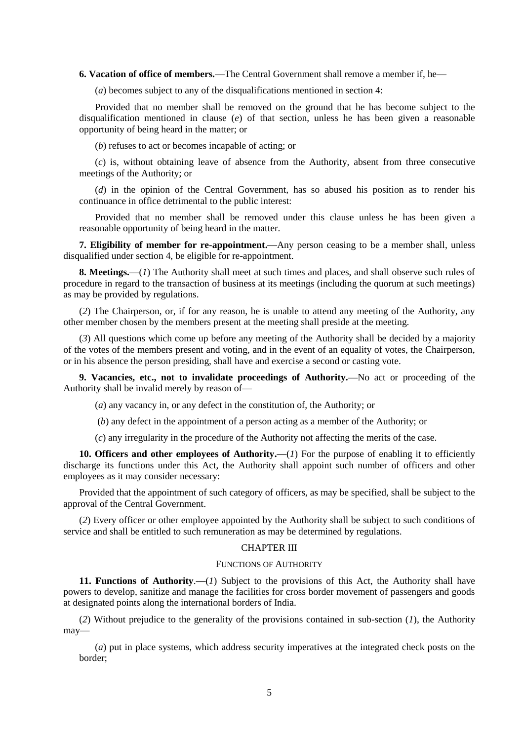**6. Vacation of office of members.—**The Central Government shall remove a member if, he—

(*a*) becomes subject to any of the disqualifications mentioned in section 4:

Provided that no member shall be removed on the ground that he has become subject to the disqualification mentioned in clause (*e*) of that section, unless he has been given a reasonable opportunity of being heard in the matter; or

(*b*) refuses to act or becomes incapable of acting; or

(*c*) is, without obtaining leave of absence from the Authority, absent from three consecutive meetings of the Authority; or

(*d*) in the opinion of the Central Government, has so abused his position as to render his continuance in office detrimental to the public interest:

Provided that no member shall be removed under this clause unless he has been given a reasonable opportunity of being heard in the matter.

**7. Eligibility of member for re-appointment.—**Any person ceasing to be a member shall, unless disqualified under section 4, be eligible for re-appointment.

**8. Meetings.—**(*1*) The Authority shall meet at such times and places, and shall observe such rules of procedure in regard to the transaction of business at its meetings (including the quorum at such meetings) as may be provided by regulations.

(*2*) The Chairperson, or, if for any reason, he is unable to attend any meeting of the Authority, any other member chosen by the members present at the meeting shall preside at the meeting.

(*3*) All questions which come up before any meeting of the Authority shall be decided by a majority of the votes of the members present and voting, and in the event of an equality of votes, the Chairperson, or in his absence the person presiding, shall have and exercise a second or casting vote.

**9. Vacancies, etc., not to invalidate proceedings of Authority.—**No act or proceeding of the Authority shall be invalid merely by reason of—

(*a*) any vacancy in, or any defect in the constitution of, the Authority; or

(*b*) any defect in the appointment of a person acting as a member of the Authority; or

(*c*) any irregularity in the procedure of the Authority not affecting the merits of the case.

**10. Officers and other employees of Authority.—**(*1*) For the purpose of enabling it to efficiently discharge its functions under this Act, the Authority shall appoint such number of officers and other employees as it may consider necessary:

Provided that the appointment of such category of officers, as may be specified, shall be subject to the approval of the Central Government.

(*2*) Every officer or other employee appointed by the Authority shall be subject to such conditions of service and shall be entitled to such remuneration as may be determined by regulations.

## CHAPTER III

### FUNCTIONS OF AUTHORITY

**11. Functions of Authority.—**(*1*) Subject to the provisions of this Act, the Authority shall have powers to develop, sanitize and manage the facilities for cross border movement of passengers and goods at designated points along the international borders of India.

(*2*) Without prejudice to the generality of the provisions contained in sub-section (*1*), the Authority may—

(*a*) put in place systems, which address security imperatives at the integrated check posts on the border;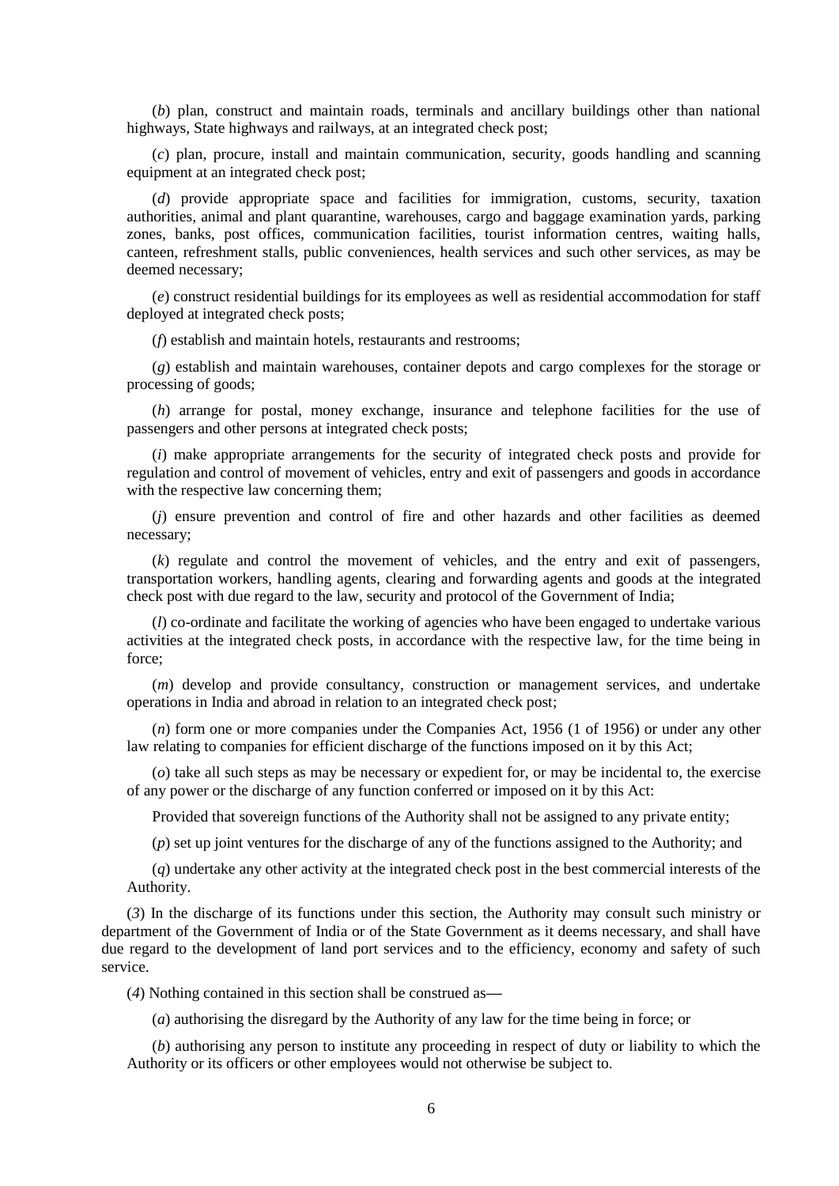(*b*) plan, construct and maintain roads, terminals and ancillary buildings other than national highways, State highways and railways, at an integrated check post;

(*c*) plan, procure, install and maintain communication, security, goods handling and scanning equipment at an integrated check post;

(*d*) provide appropriate space and facilities for immigration, customs, security, taxation authorities, animal and plant quarantine, warehouses, cargo and baggage examination yards, parking zones, banks, post offices, communication facilities, tourist information centres, waiting halls, canteen, refreshment stalls, public conveniences, health services and such other services, as may be deemed necessary;

(*e*) construct residential buildings for its employees as well as residential accommodation for staff deployed at integrated check posts;

(*f*) establish and maintain hotels, restaurants and restrooms;

(*g*) establish and maintain warehouses, container depots and cargo complexes for the storage or processing of goods;

(*h*) arrange for postal, money exchange, insurance and telephone facilities for the use of passengers and other persons at integrated check posts;

(*i*) make appropriate arrangements for the security of integrated check posts and provide for regulation and control of movement of vehicles, entry and exit of passengers and goods in accordance with the respective law concerning them;

(*j*) ensure prevention and control of fire and other hazards and other facilities as deemed necessary;

(*k*) regulate and control the movement of vehicles, and the entry and exit of passengers, transportation workers, handling agents, clearing and forwarding agents and goods at the integrated check post with due regard to the law, security and protocol of the Government of India;

(*l*) co-ordinate and facilitate the working of agencies who have been engaged to undertake various activities at the integrated check posts, in accordance with the respective law, for the time being in force;

(*m*) develop and provide consultancy, construction or management services, and undertake operations in India and abroad in relation to an integrated check post;

(*n*) form one or more companies under the Companies Act, 1956 (1 of 1956) or under any other law relating to companies for efficient discharge of the functions imposed on it by this Act;

(*o*) take all such steps as may be necessary or expedient for, or may be incidental to, the exercise of any power or the discharge of any function conferred or imposed on it by this Act:

Provided that sovereign functions of the Authority shall not be assigned to any private entity;

(*p*) set up joint ventures for the discharge of any of the functions assigned to the Authority; and

(*q*) undertake any other activity at the integrated check post in the best commercial interests of the Authority.

(*3*) In the discharge of its functions under this section, the Authority may consult such ministry or department of the Government of India or of the State Government as it deems necessary, and shall have due regard to the development of land port services and to the efficiency, economy and safety of such service.

(*4*) Nothing contained in this section shall be construed as—

(*a*) authorising the disregard by the Authority of any law for the time being in force; or

(*b*) authorising any person to institute any proceeding in respect of duty or liability to which the Authority or its officers or other employees would not otherwise be subject to.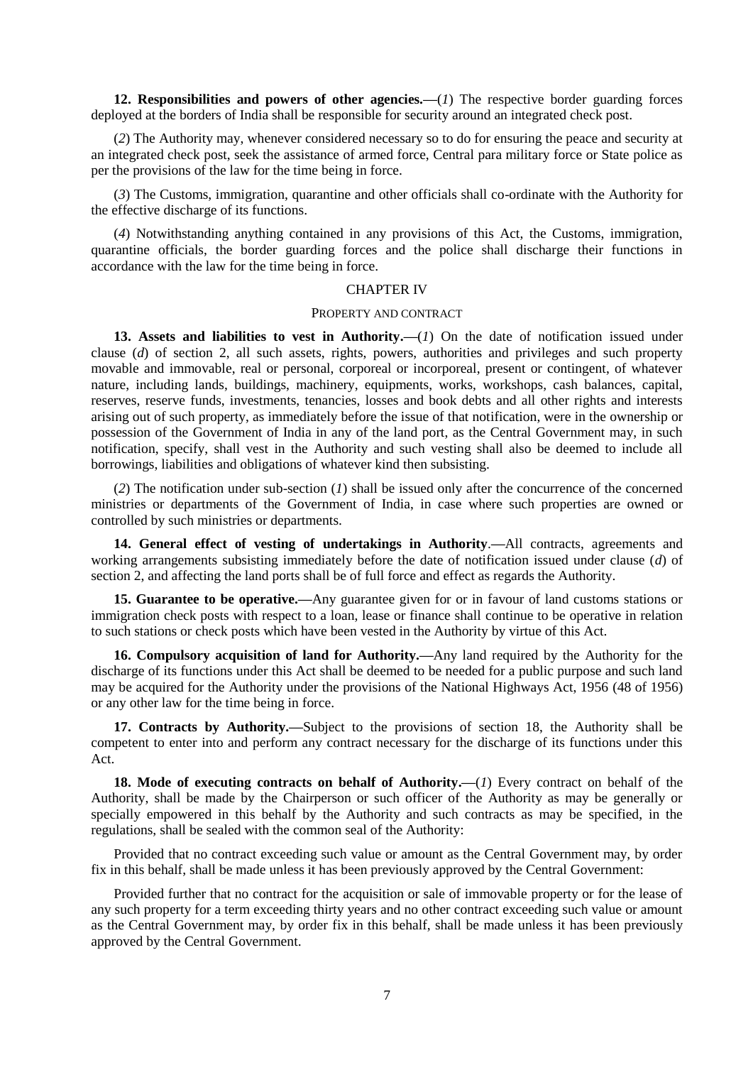**12. Responsibilities and powers of other agencies.**—(*1*) The respective border guarding forces deployed at the borders of India shall be responsible for security around an integrated check post.

(*2*) The Authority may, whenever considered necessary so to do for ensuring the peace and security at an integrated check post, seek the assistance of armed force, Central para military force or State police as per the provisions of the law for the time being in force.

(*3*) The Customs, immigration, quarantine and other officials shall co-ordinate with the Authority for the effective discharge of its functions.

(*4*) Notwithstanding anything contained in any provisions of this Act, the Customs, immigration, quarantine officials, the border guarding forces and the police shall discharge their functions in accordance with the law for the time being in force.

## CHAPTER IV

### PROPERTY AND CONTRACT

**13. Assets and liabilities to vest in Authority.**—(*1*) On the date of notification issued under clause (*d*) of section 2, all such assets, rights, powers, authorities and privileges and such property movable and immovable, real or personal, corporeal or incorporeal, present or contingent, of whatever nature, including lands, buildings, machinery, equipments, works, workshops, cash balances, capital, reserves, reserve funds, investments, tenancies, losses and book debts and all other rights and interests arising out of such property, as immediately before the issue of that notification, were in the ownership or possession of the Government of India in any of the land port, as the Central Government may, in such notification, specify, shall vest in the Authority and such vesting shall also be deemed to include all borrowings, liabilities and obligations of whatever kind then subsisting.

(*2*) The notification under sub-section (*1*) shall be issued only after the concurrence of the concerned ministries or departments of the Government of India, in case where such properties are owned or controlled by such ministries or departments.

**14. General effect of vesting of undertakings in Authority**.—All contracts, agreements and working arrangements subsisting immediately before the date of notification issued under clause (*d*) of section 2, and affecting the land ports shall be of full force and effect as regards the Authority.

**15. Guarantee to be operative.**—Any guarantee given for or in favour of land customs stations or immigration check posts with respect to a loan, lease or finance shall continue to be operative in relation to such stations or check posts which have been vested in the Authority by virtue of this Act.

**16. Compulsory acquisition of land for Authority.**—Any land required by the Authority for the discharge of its functions under this Act shall be deemed to be needed for a public purpose and such land may be acquired for the Authority under the provisions of the National Highways Act, 1956 (48 of 1956) or any other law for the time being in force.

**17. Contracts by Authority.**—Subject to the provisions of section 18, the Authority shall be competent to enter into and perform any contract necessary for the discharge of its functions under this Act.

**18. Mode of executing contracts on behalf of Authority.**—(*1*) Every contract on behalf of the Authority, shall be made by the Chairperson or such officer of the Authority as may be generally or specially empowered in this behalf by the Authority and such contracts as may be specified, in the regulations, shall be sealed with the common seal of the Authority:

Provided that no contract exceeding such value or amount as the Central Government may, by order fix in this behalf, shall be made unless it has been previously approved by the Central Government:

Provided further that no contract for the acquisition or sale of immovable property or for the lease of any such property for a term exceeding thirty years and no other contract exceeding such value or amount as the Central Government may, by order fix in this behalf, shall be made unless it has been previously approved by the Central Government.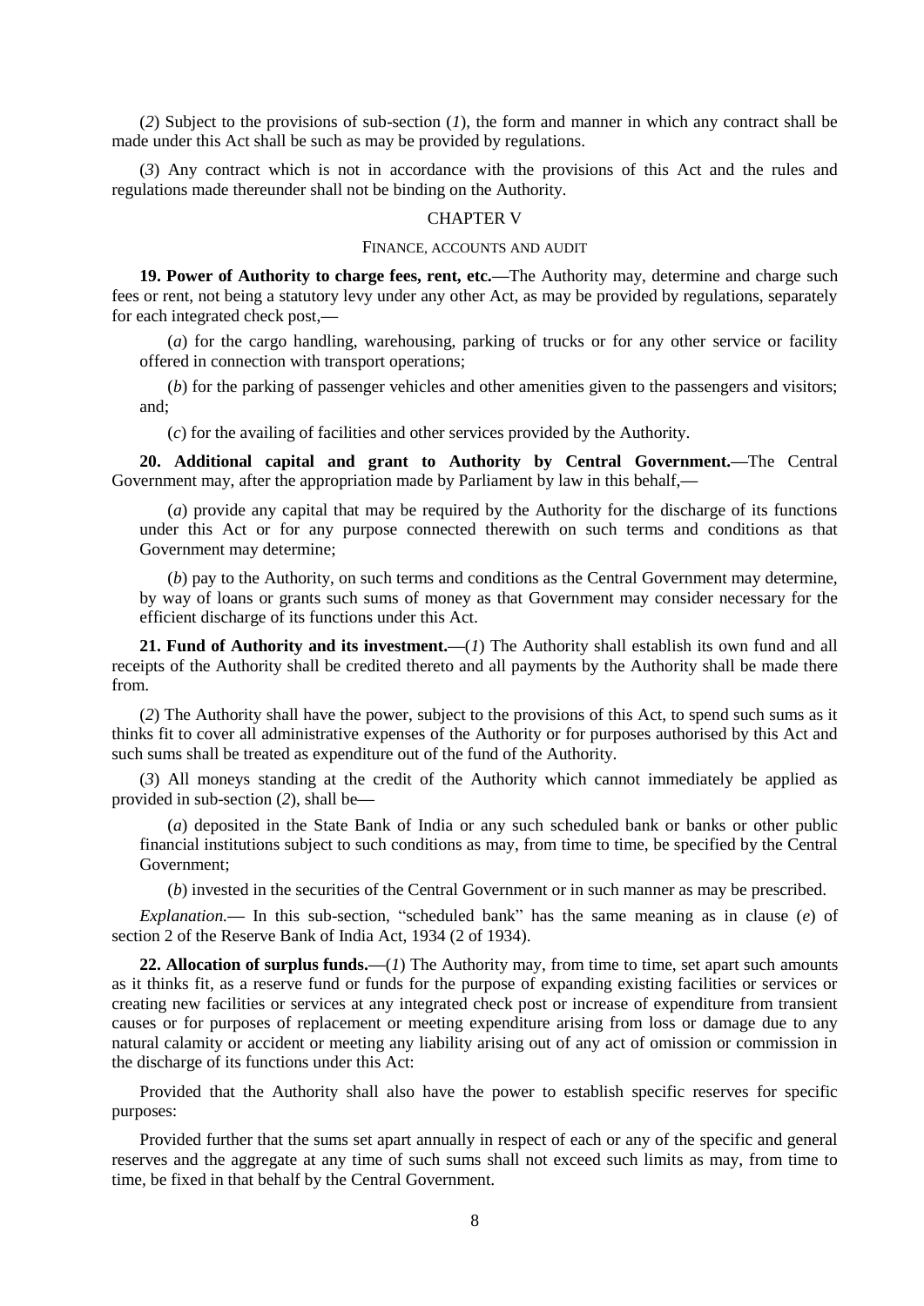(*2*) Subject to the provisions of sub-section (*1*), the form and manner in which any contract shall be made under this Act shall be such as may be provided by regulations.

(*3*) Any contract which is not in accordance with the provisions of this Act and the rules and regulations made thereunder shall not be binding on the Authority.

## CHAPTER V

### FINANCE, ACCOUNTS AND AUDIT

**19. Power of Authority to charge fees, rent, etc.—**The Authority may, determine and charge such fees or rent, not being a statutory levy under any other Act, as may be provided by regulations, separately for each integrated check post,—

(*a*) for the cargo handling, warehousing, parking of trucks or for any other service or facility offered in connection with transport operations;

(*b*) for the parking of passenger vehicles and other amenities given to the passengers and visitors; and;

(*c*) for the availing of facilities and other services provided by the Authority.

**20. Additional capital and grant to Authority by Central Government.—**The Central Government may, after the appropriation made by Parliament by law in this behalf,—

(*a*) provide any capital that may be required by the Authority for the discharge of its functions under this Act or for any purpose connected therewith on such terms and conditions as that Government may determine;

(*b*) pay to the Authority, on such terms and conditions as the Central Government may determine, by way of loans or grants such sums of money as that Government may consider necessary for the efficient discharge of its functions under this Act.

**21. Fund of Authority and its investment.—**(*1*) The Authority shall establish its own fund and all receipts of the Authority shall be credited thereto and all payments by the Authority shall be made there from.

(*2*) The Authority shall have the power, subject to the provisions of this Act, to spend such sums as it thinks fit to cover all administrative expenses of the Authority or for purposes authorised by this Act and such sums shall be treated as expenditure out of the fund of the Authority.

(*3*) All moneys standing at the credit of the Authority which cannot immediately be applied as provided in sub-section (*2*), shall be—

(*a*) deposited in the State Bank of India or any such scheduled bank or banks or other public financial institutions subject to such conditions as may, from time to time, be specified by the Central Government;

(*b*) invested in the securities of the Central Government or in such manner as may be prescribed.

*Explanation.*— In this sub-section, "scheduled bank" has the same meaning as in clause (*e*) of section 2 of the Reserve Bank of India Act, 1934 (2 of 1934).

**22. Allocation of surplus funds.—**(*1*) The Authority may, from time to time, set apart such amounts as it thinks fit, as a reserve fund or funds for the purpose of expanding existing facilities or services or creating new facilities or services at any integrated check post or increase of expenditure from transient causes or for purposes of replacement or meeting expenditure arising from loss or damage due to any natural calamity or accident or meeting any liability arising out of any act of omission or commission in the discharge of its functions under this Act:

Provided that the Authority shall also have the power to establish specific reserves for specific purposes:

Provided further that the sums set apart annually in respect of each or any of the specific and general reserves and the aggregate at any time of such sums shall not exceed such limits as may, from time to time, be fixed in that behalf by the Central Government.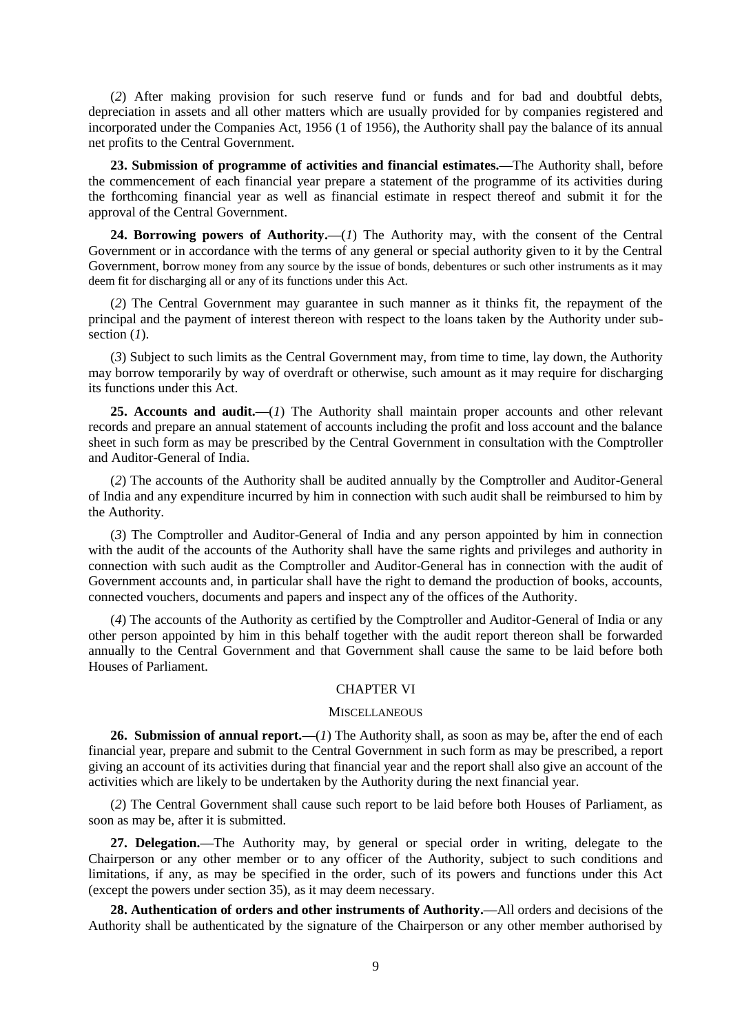(*2*) After making provision for such reserve fund or funds and for bad and doubtful debts, depreciation in assets and all other matters which are usually provided for by companies registered and incorporated under the Companies Act, 1956 (1 of 1956), the Authority shall pay the balance of its annual net profits to the Central Government.

**23. Submission of programme of activities and financial estimates.—**The Authority shall, before the commencement of each financial year prepare a statement of the programme of its activities during the forthcoming financial year as well as financial estimate in respect thereof and submit it for the approval of the Central Government.

**24. Borrowing powers of Authority.—**(*1*) The Authority may, with the consent of the Central Government or in accordance with the terms of any general or special authority given to it by the Central Government, borrow money from any source by the issue of bonds, debentures or such other instruments as it may deem fit for discharging all or any of its functions under this Act.

(*2*) The Central Government may guarantee in such manner as it thinks fit, the repayment of the principal and the payment of interest thereon with respect to the loans taken by the Authority under sub-section (*1*).

(*3*) Subject to such limits as the Central Government may, from time to time, lay down, the Authority may borrow temporarily by way of overdraft or otherwise, such amount as it may require for discharging its functions under this Act.

**25. Accounts and audit.—**(*1*) The Authority shall maintain proper accounts and other relevant records and prepare an annual statement of accounts including the profit and loss account and the balance sheet in such form as may be prescribed by the Central Government in consultation with the Comptroller and Auditor-General of India.

(*2*) The accounts of the Authority shall be audited annually by the Comptroller and Auditor-General of India and any expenditure incurred by him in connection with such audit shall be reimbursed to him by the Authority.

(*3*) The Comptroller and Auditor-General of India and any person appointed by him in connection with the audit of the accounts of the Authority shall have the same rights and privileges and authority in connection with such audit as the Comptroller and Auditor-General has in connection with the audit of Government accounts and, in particular shall have the right to demand the production of books, accounts, connected vouchers, documents and papers and inspect any of the offices of the Authority.

(*4*) The accounts of the Authority as certified by the Comptroller and Auditor-General of India or any other person appointed by him in this behalf together with the audit report thereon shall be forwarded annually to the Central Government and that Government shall cause the same to be laid before both Houses of Parliament.

## CHAPTER VI

## MISCELLANEOUS

**26. Submission of annual report.—**(*1*) The Authority shall, as soon as may be, after the end of each financial year, prepare and submit to the Central Government in such form as may be prescribed, a report giving an account of its activities during that financial year and the report shall also give an account of the activities which are likely to be undertaken by the Authority during the next financial year.

(*2*) The Central Government shall cause such report to be laid before both Houses of Parliament, as soon as may be, after it is submitted.

**27. Delegation.—**The Authority may, by general or special order in writing, delegate to the Chairperson or any other member or to any officer of the Authority, subject to such conditions and limitations, if any, as may be specified in the order, such of its powers and functions under this Act (except the powers under section 35), as it may deem necessary.

**28. Authentication of orders and other instruments of Authority.—**All orders and decisions of the Authority shall be authenticated by the signature of the Chairperson or any other member authorised by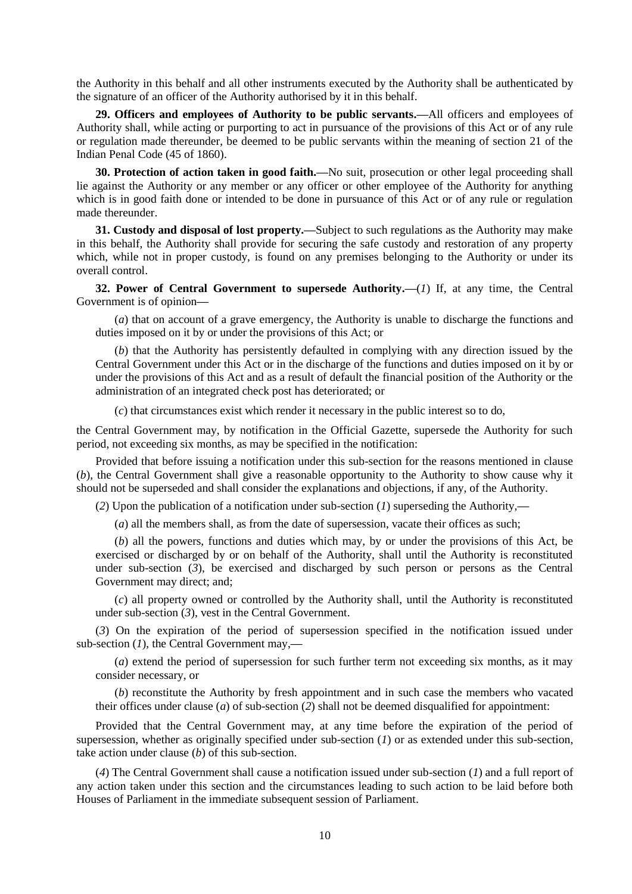the Authority in this behalf and all other instruments executed by the Authority shall be authenticated by the signature of an officer of the Authority authorised by it in this behalf.

**29. Officers and employees of Authority to be public servants.—**All officers and employees of Authority shall, while acting or purporting to act in pursuance of the provisions of this Act or of any rule or regulation made thereunder, be deemed to be public servants within the meaning of section 21 of the Indian Penal Code (45 of 1860).

**30. Protection of action taken in good faith.—**No suit, prosecution or other legal proceeding shall lie against the Authority or any member or any officer or other employee of the Authority for anything which is in good faith done or intended to be done in pursuance of this Act or of any rule or regulation made thereunder.

**31. Custody and disposal of lost property.—**Subject to such regulations as the Authority may make in this behalf, the Authority shall provide for securing the safe custody and restoration of any property which, while not in proper custody, is found on any premises belonging to the Authority or under its overall control.

**32. Power of Central Government to supersede Authority.—**(*1*) If, at any time, the Central Government is of opinion—

(*a*) that on account of a grave emergency, the Authority is unable to discharge the functions and duties imposed on it by or under the provisions of this Act; or

(*b*) that the Authority has persistently defaulted in complying with any direction issued by the Central Government under this Act or in the discharge of the functions and duties imposed on it by or under the provisions of this Act and as a result of default the financial position of the Authority or the administration of an integrated check post has deteriorated; or

(*c*) that circumstances exist which render it necessary in the public interest so to do,

the Central Government may, by notification in the Official Gazette, supersede the Authority for such period, not exceeding six months, as may be specified in the notification:

Provided that before issuing a notification under this sub-section for the reasons mentioned in clause (*b*), the Central Government shall give a reasonable opportunity to the Authority to show cause why it should not be superseded and shall consider the explanations and objections, if any, of the Authority.

(*2*) Upon the publication of a notification under sub-section (*1*) superseding the Authority,—

(*a*) all the members shall, as from the date of supersession, vacate their offices as such;

(*b*) all the powers, functions and duties which may, by or under the provisions of this Act, be exercised or discharged by or on behalf of the Authority, shall until the Authority is reconstituted under sub-section (*3*), be exercised and discharged by such person or persons as the Central Government may direct; and;

(*c*) all property owned or controlled by the Authority shall, until the Authority is reconstituted under sub-section (*3*), vest in the Central Government.

(*3*) On the expiration of the period of supersession specified in the notification issued under sub-section (*1*), the Central Government may,—

(*a*) extend the period of supersession for such further term not exceeding six months, as it may consider necessary, or

(*b*) reconstitute the Authority by fresh appointment and in such case the members who vacated their offices under clause (*a*) of sub-section (*2*) shall not be deemed disqualified for appointment:

Provided that the Central Government may, at any time before the expiration of the period of supersession, whether as originally specified under sub-section (*1*) or as extended under this sub-section, take action under clause (*b*) of this sub-section.

(*4*) The Central Government shall cause a notification issued under sub-section (*1*) and a full report of any action taken under this section and the circumstances leading to such action to be laid before both Houses of Parliament in the immediate subsequent session of Parliament.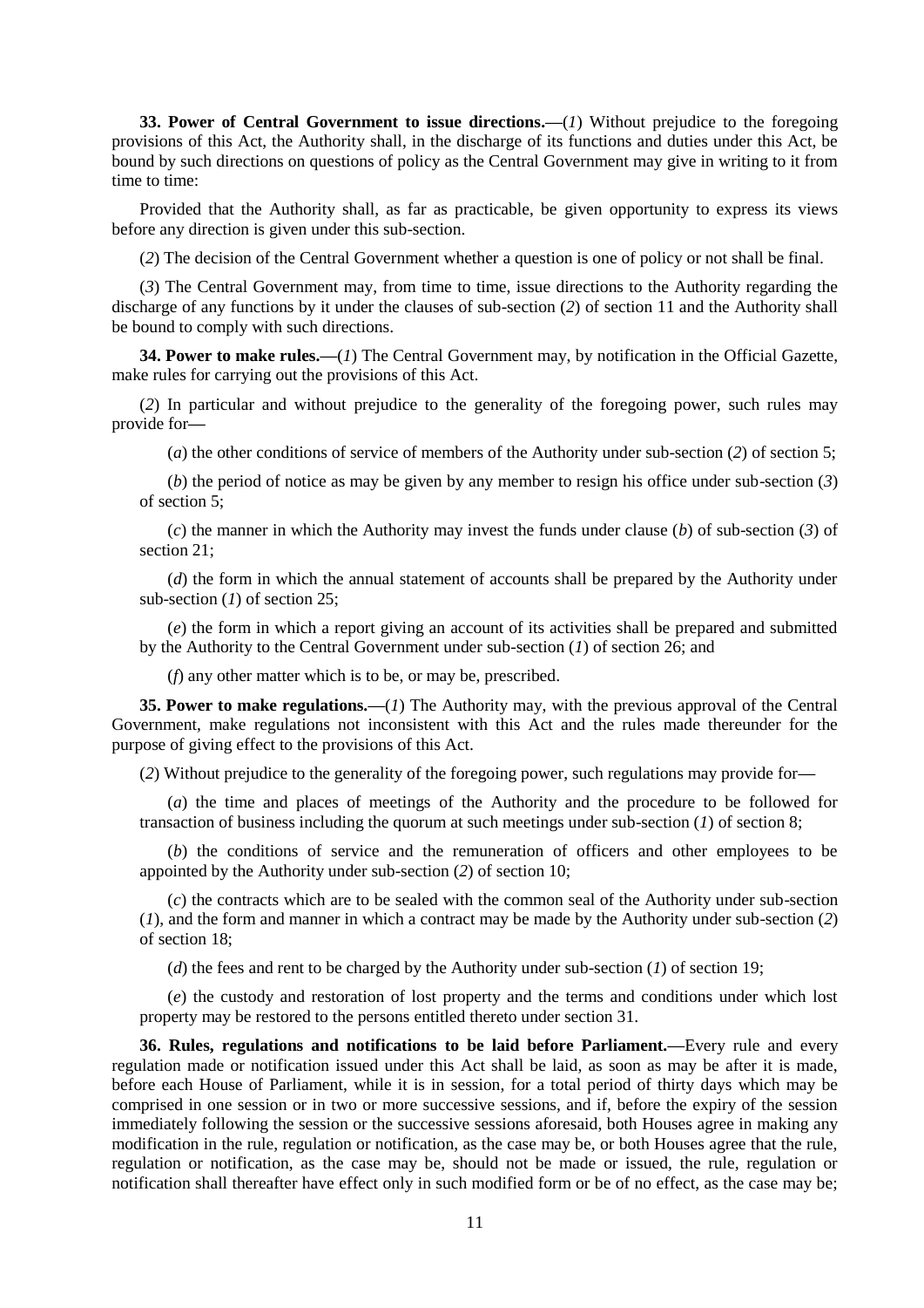**33. Power of Central Government to issue directions.—**(*1*) Without prejudice to the foregoing provisions of this Act, the Authority shall, in the discharge of its functions and duties under this Act, be bound by such directions on questions of policy as the Central Government may give in writing to it from time to time:

Provided that the Authority shall, as far as practicable, be given opportunity to express its views before any direction is given under this sub-section.

(*2*) The decision of the Central Government whether a question is one of policy or not shall be final.

(*3*) The Central Government may, from time to time, issue directions to the Authority regarding the discharge of any functions by it under the clauses of sub-section (*2*) of section 11 and the Authority shall be bound to comply with such directions.

**34. Power to make rules.—**(*1*) The Central Government may, by notification in the Official Gazette, make rules for carrying out the provisions of this Act.

(*2*) In particular and without prejudice to the generality of the foregoing power, such rules may provide for—

(*a*) the other conditions of service of members of the Authority under sub-section (*2*) of section 5;

(*b*) the period of notice as may be given by any member to resign his office under sub-section (*3*) of section 5;

(*c*) the manner in which the Authority may invest the funds under clause (*b*) of sub-section (*3*) of section 21;

(*d*) the form in which the annual statement of accounts shall be prepared by the Authority under sub-section (*1*) of section 25;

(*e*) the form in which a report giving an account of its activities shall be prepared and submitted by the Authority to the Central Government under sub-section (*1*) of section 26; and

(*f*) any other matter which is to be, or may be, prescribed.

**35. Power to make regulations.—**(*1*) The Authority may, with the previous approval of the Central Government, make regulations not inconsistent with this Act and the rules made thereunder for the purpose of giving effect to the provisions of this Act.

(*2*) Without prejudice to the generality of the foregoing power, such regulations may provide for—

(*a*) the time and places of meetings of the Authority and the procedure to be followed for transaction of business including the quorum at such meetings under sub-section (*1*) of section 8;

(*b*) the conditions of service and the remuneration of officers and other employees to be appointed by the Authority under sub-section (*2*) of section 10;

(*c*) the contracts which are to be sealed with the common seal of the Authority under sub-section (*1*), and the form and manner in which a contract may be made by the Authority under sub-section (*2*) of section 18;

(*d*) the fees and rent to be charged by the Authority under sub-section (*1*) of section 19;

(*e*) the custody and restoration of lost property and the terms and conditions under which lost property may be restored to the persons entitled thereto under section 31.

**36. Rules, regulations and notifications to be laid before Parliament.—**Every rule and every regulation made or notification issued under this Act shall be laid, as soon as may be after it is made, before each House of Parliament, while it is in session, for a total period of thirty days which may be comprised in one session or in two or more successive sessions, and if, before the expiry of the session immediately following the session or the successive sessions aforesaid, both Houses agree in making any modification in the rule, regulation or notification, as the case may be, or both Houses agree that the rule, regulation or notification, as the case may be, should not be made or issued, the rule, regulation or notification shall thereafter have effect only in such modified form or be of no effect, as the case may be;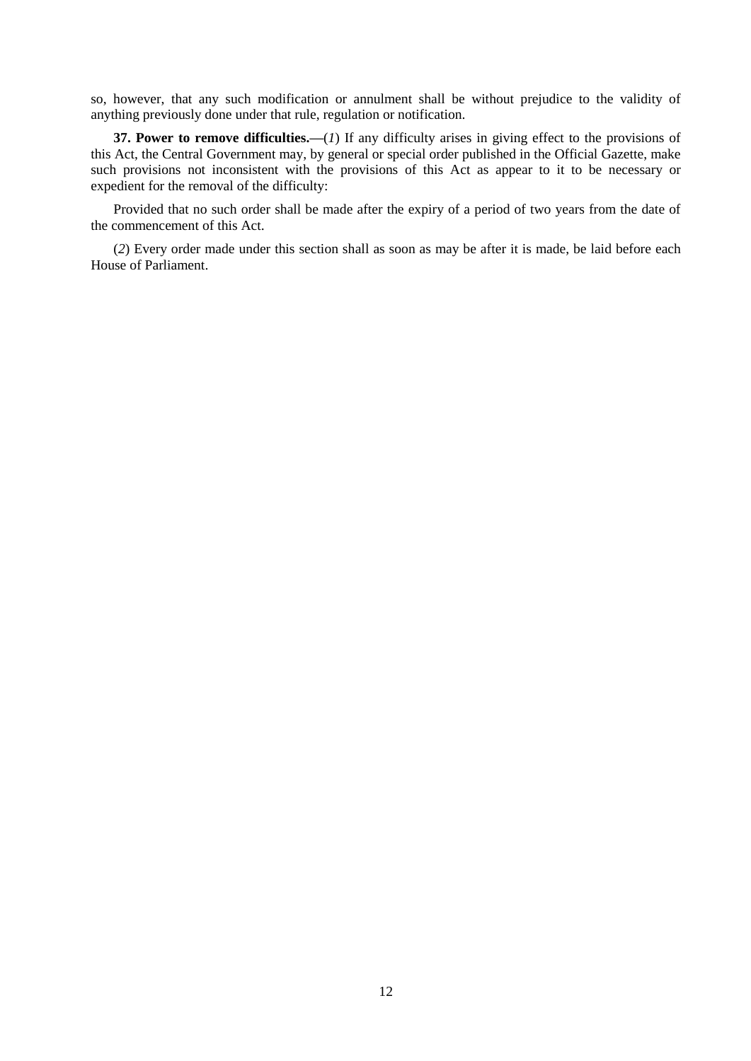so, however, that any such modification or annulment shall be without prejudice to the validity of anything previously done under that rule, regulation or notification.

**37. Power to remove difficulties.—**(*1*) If any difficulty arises in giving effect to the provisions of this Act, the Central Government may, by general or special order published in the Official Gazette, make such provisions not inconsistent with the provisions of this Act as appear to it to be necessary or expedient for the removal of the difficulty:

Provided that no such order shall be made after the expiry of a period of two years from the date of the commencement of this Act.

(*2*) Every order made under this section shall as soon as may be after it is made, be laid before each House of Parliament.